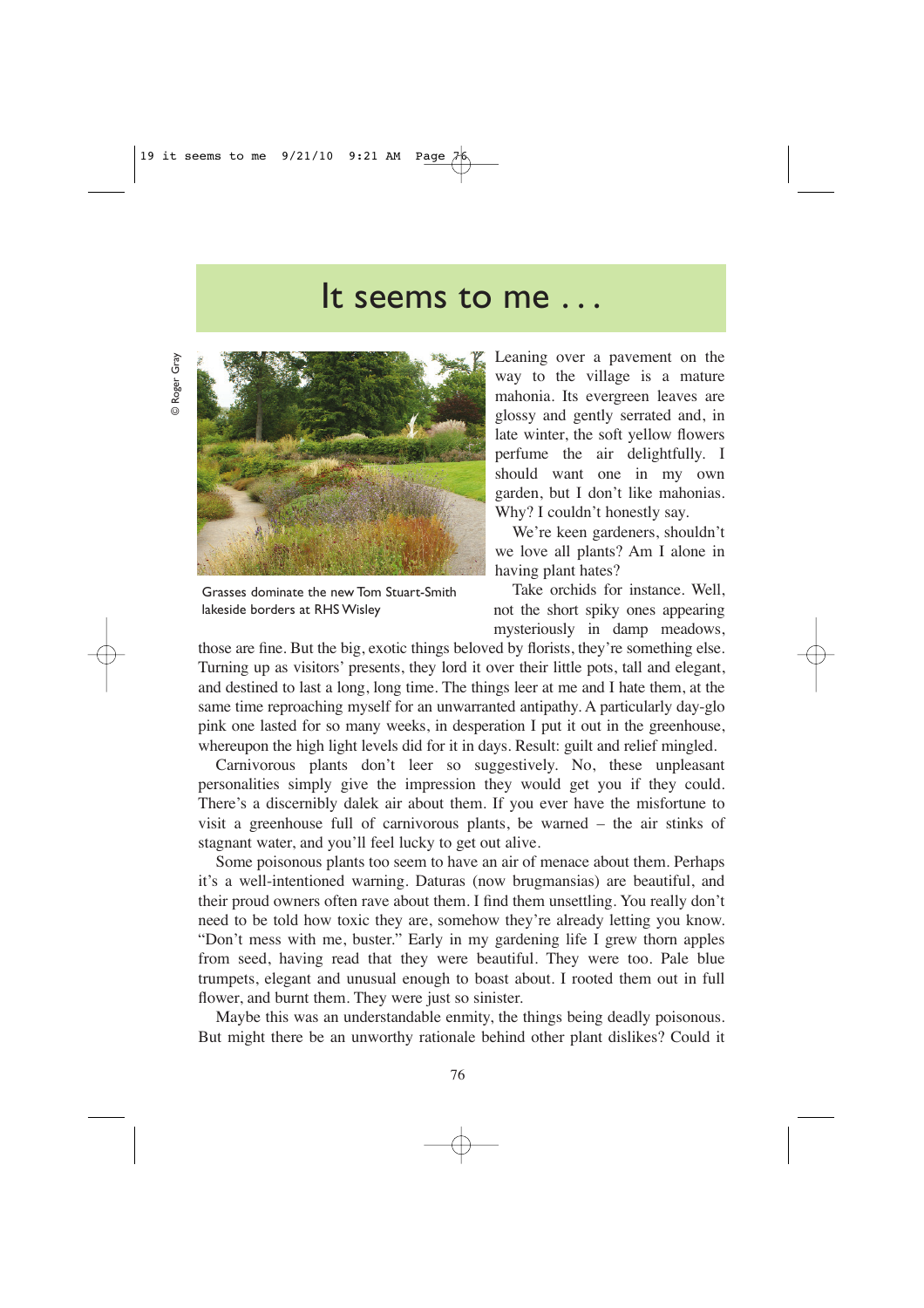# It seems to me . . .

© Roger Gray

Grasses dominate the new Tom Stuart-Smith lakeside borders at RHS Wisley

Leaning over a pavement on the way to the village is a mature mahonia. Its evergreen leaves are glossy and gently serrated and, in late winter, the soft yellow flowers perfume the air delightfully. I should want one in my own garden, but I don't like mahonias. Why? I couldn't honestly say.

We're keen gardeners, shouldn't we love all plants? Am I alone in having plant hates?

Take orchids for instance. Well, not the short spiky ones appearing mysteriously in damp meadows, those are fine. But the big, exotic things beloved by florists, they're something else. Turning up as visitors' presents, they lord it over their little pots, tall and elegant, and destined to last a long, long time. The things leer at me and I hate them, at the same time reproaching myself for an unwarranted antipathy. A particularly day-glo pink one lasted for so many weeks, in desperation I put it out in the greenhouse, whereupon the high light levels did for it in days. Result: guilt and relief mingled.

Carnivorous plants don't leer so suggestively. No, these unpleasant personalities simply give the impression they would get you if they could. There's a discernibly dalek air about them. If you ever have the misfortune to visit a greenhouse full of carnivorous plants, be warned – the air stinks of stagnant water, and you'll feel lucky to get out alive.

Some poisonous plants too seem to have an air of menace about them. Perhaps it's a well-intentioned warning. Daturas (now brugmansias) are beautiful, and their proud owners often rave about them. I find them unsettling. You really don't need to be told how toxic they are, somehow they're already letting you know. "Don't mess with me, buster." Early in my gardening life I grew thorn apples from seed, having read that they were beautiful. They were too. Pale blue trumpets, elegant and unusual enough to boast about. I rooted them out in full flower, and burnt them. They were just so sinister.

Maybe this was an understandable enmity, the things being deadly poisonous. But might there be an unworthy rationale behind other plant dislikes? Could it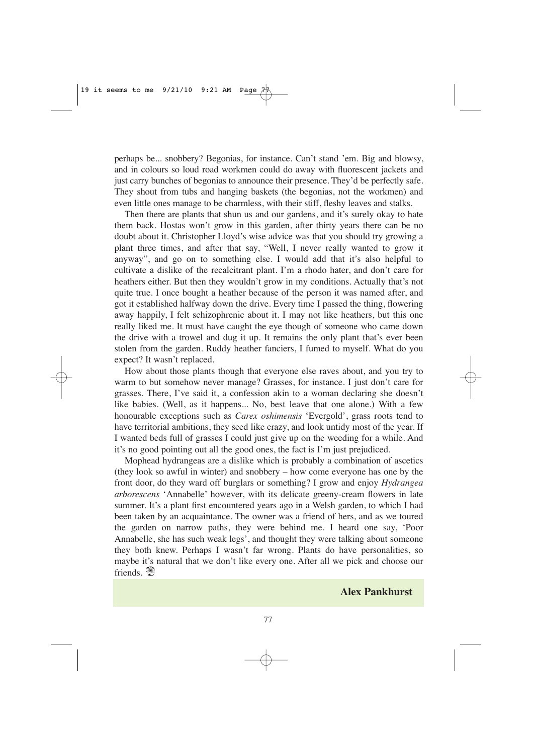perhaps be... snobbery? Begonias, for instance. Can't stand 'em. Big and blowsy, and in colours so loud road workmen could do away with fluorescent jackets and just carry bunches of begonias to announce their presence. They'd be perfectly safe. They shout from tubs and hanging baskets (the begonias, not the workmen) and even little ones manage to be charmless, with their stiff, fleshy leaves and stalks.

Then there are plants that shun us and our gardens, and it's surely okay to hate them back. Hostas won't grow in this garden, after thirty years there can be no doubt about it. Christopher Lloyd's wise advice was that you should try growing a plant three times, and after that say, "Well, I never really wanted to grow it anyway", and go on to something else. I would add that it's also helpful to cultivate a dislike of the recalcitrant plant. I'm a rhodo hater, and don't care for heathers either. But then they wouldn't grow in my conditions. Actually that's not quite true. I once bought a heather because of the person it was named after, and got it established halfway down the drive. Every time I passed the thing, flowering away happily, I felt schizophrenic about it. I may not like heathers, but this one really liked me. It must have caught the eye though of someone who came down the drive with a trowel and dug it up. It remains the only plant that's ever been stolen from the garden. Ruddy heather fanciers, I fumed to myself. What do you expect? It wasn't replaced.

How about those plants though that everyone else raves about, and you try to warm to but somehow never manage? Grasses, for instance. I just don't care for grasses. There, I've said it, a confession akin to a woman declaring she doesn't like babies. (Well, as it happens... No, best leave that one alone.) With a few honourable exceptions such as *Carex oshimensis* 'Evergold', grass roots tend to have territorial ambitions, they seed like crazy, and look untidy most of the year. If I wanted beds full of grasses I could just give up on the weeding for a while. And it's no good pointing out all the good ones, the fact is I'm just prejudiced.

Mophead hydrangeas are a dislike which is probably a combination of ascetics (they look so awful in winter) and snobbery – how come everyone has one by the front door, do they ward off burglars or something? I grow and enjoy *Hydrangea arborescens* 'Annabelle' however, with its delicate greeny-cream flowers in late summer. It's a plant first encountered years ago in a Welsh garden, to which I had been taken by an acquaintance. The owner was a friend of hers, and as we toured the garden on narrow paths, they were behind me. I heard one say, 'Poor Annabelle, she has such weak legs', and thought they were talking about someone they both knew. Perhaps I wasn't far wrong. Plants do have personalities, so maybe it's natural that we don't like every one. After all we pick and choose our friends.

**Alex Pankhurst**